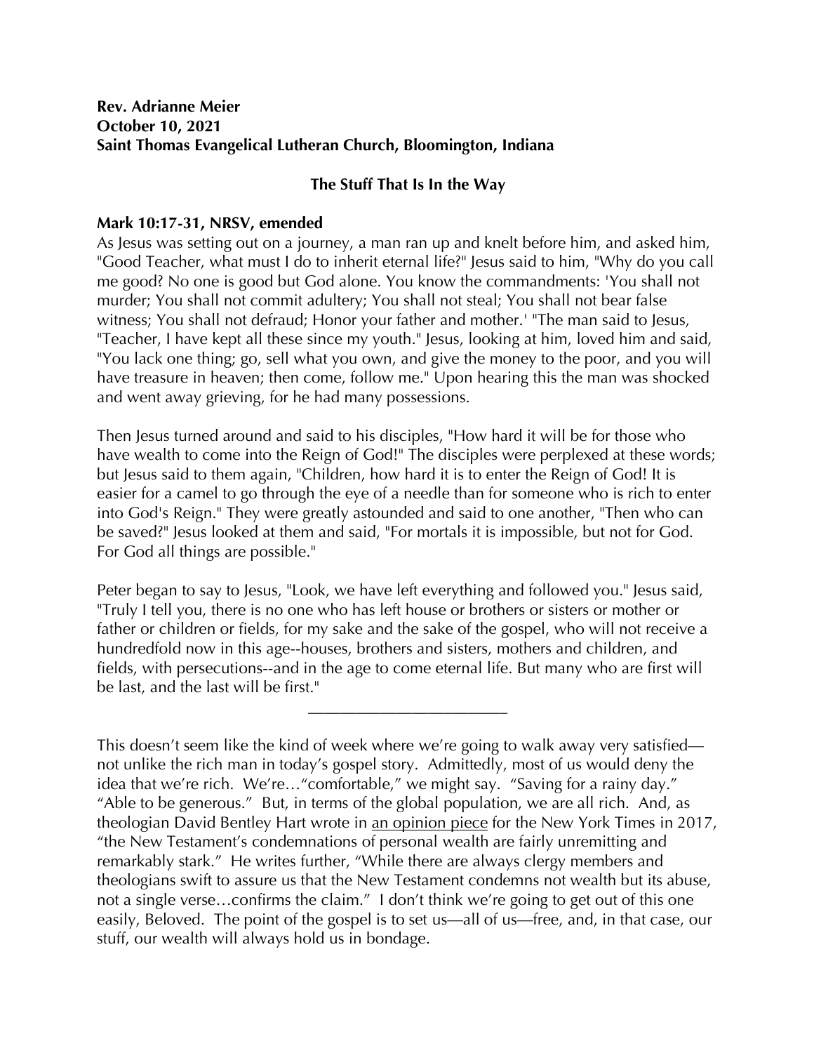**Rev. Adrianne Meier**
**October 10, 2021**
**Saint Thomas Evangelical Lutheran Church, Bloomington, Indiana**

## The Stuff That Is In the Way

**Mark 10:17-31, NRSV, emended**

As Jesus was setting out on a journey, a man ran up and knelt before him, and asked him, "Good Teacher, what must I do to inherit eternal life?" Jesus said to him, "Why do you call me good? No one is good but God alone. You know the commandments: 'You shall not murder; You shall not commit adultery; You shall not steal; You shall not bear false witness; You shall not defraud; Honor your father and mother.' "The man said to Jesus, "Teacher, I have kept all these since my youth." Jesus, looking at him, loved him and said, "You lack one thing; go, sell what you own, and give the money to the poor, and you will have treasure in heaven; then come, follow me." Upon hearing this the man was shocked and went away grieving, for he had many possessions.

Then Jesus turned around and said to his disciples, "How hard it will be for those who have wealth to come into the Reign of God!" The disciples were perplexed at these words; but Jesus said to them again, "Children, how hard it is to enter the Reign of God! It is easier for a camel to go through the eye of a needle than for someone who is rich to enter into God's Reign." They were greatly astounded and said to one another, "Then who can be saved?" Jesus looked at them and said, "For mortals it is impossible, but not for God. For God all things are possible."

Peter began to say to Jesus, "Look, we have left everything and followed you." Jesus said, "Truly I tell you, there is no one who has left house or brothers or sisters or mother or father or children or fields, for my sake and the sake of the gospel, who will not receive a hundredfold now in this age--houses, brothers and sisters, mothers and children, and fields, with persecutions--and in the age to come eternal life. But many who are first will be last, and the last will be first."

---

This doesn't seem like the kind of week where we're going to walk away very satisfied—not unlike the rich man in today's gospel story. Admittedly, most of us would deny the idea that we're rich. We're…"comfortable," we might say. "Saving for a rainy day." "Able to be generous." But, in terms of the global population, we are all rich. And, as theologian David Bentley Hart wrote in an opinion piece for the New York Times in 2017, "the New Testament's condemnations of personal wealth are fairly unremitting and remarkably stark." He writes further, "While there are always clergy members and theologians swift to assure us that the New Testament condemns not wealth but its abuse, not a single verse…confirms the claim." I don't think we're going to get out of this one easily, Beloved. The point of the gospel is to set us—all of us—free, and, in that case, our stuff, our wealth will always hold us in bondage.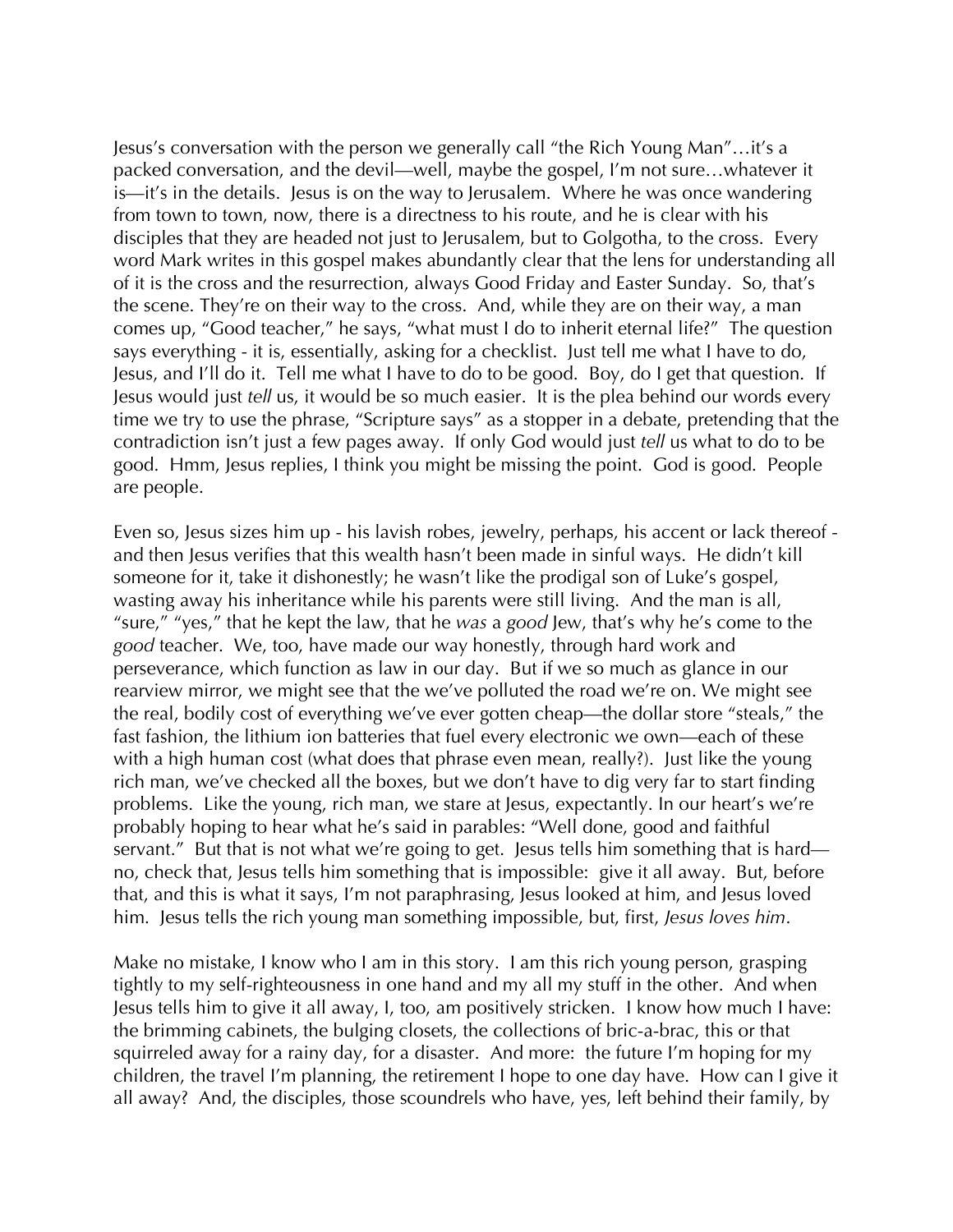Jesus's conversation with the person we generally call "the Rich Young Man"…it's a packed conversation, and the devil—well, maybe the gospel, I'm not sure…whatever it is—it's in the details. Jesus is on the way to Jerusalem. Where he was once wandering from town to town, now, there is a directness to his route, and he is clear with his disciples that they are headed not just to Jerusalem, but to Golgotha, to the cross. Every word Mark writes in this gospel makes abundantly clear that the lens for understanding all of it is the cross and the resurrection, always Good Friday and Easter Sunday. So, that's the scene. They're on their way to the cross. And, while they are on their way, a man comes up, "Good teacher," he says, "what must I do to inherit eternal life?" The question says everything - it is, essentially, asking for a checklist. Just tell me what I have to do, Jesus, and I'll do it. Tell me what I have to do to be good. Boy, do I get that question. If Jesus would just *tell* us, it would be so much easier. It is the plea behind our words every time we try to use the phrase, "Scripture says" as a stopper in a debate, pretending that the contradiction isn't just a few pages away. If only God would just *tell* us what to do to be good. Hmm, Jesus replies, I think you might be missing the point. God is good. People are people.

Even so, Jesus sizes him up - his lavish robes, jewelry, perhaps, his accent or lack thereof - and then Jesus verifies that this wealth hasn't been made in sinful ways. He didn't kill someone for it, take it dishonestly; he wasn't like the prodigal son of Luke's gospel, wasting away his inheritance while his parents were still living. And the man is all, "sure," "yes," that he kept the law, that he *was* a *good* Jew, that's why he's come to the *good* teacher. We, too, have made our way honestly, through hard work and perseverance, which function as law in our day. But if we so much as glance in our rearview mirror, we might see that the we've polluted the road we're on. We might see the real, bodily cost of everything we've ever gotten cheap—the dollar store "steals," the fast fashion, the lithium ion batteries that fuel every electronic we own—each of these with a high human cost (what does that phrase even mean, really?). Just like the young rich man, we've checked all the boxes, but we don't have to dig very far to start finding problems. Like the young, rich man, we stare at Jesus, expectantly. In our heart's we're probably hoping to hear what he's said in parables: "Well done, good and faithful servant." But that is not what we're going to get. Jesus tells him something that is hard—no, check that, Jesus tells him something that is impossible: give it all away. But, before that, and this is what it says, I'm not paraphrasing, Jesus looked at him, and Jesus loved him. Jesus tells the rich young man something impossible, but, first, *Jesus loves him*.

Make no mistake, I know who I am in this story. I am this rich young person, grasping tightly to my self-righteousness in one hand and my all my stuff in the other. And when Jesus tells him to give it all away, I, too, am positively stricken. I know how much I have: the brimming cabinets, the bulging closets, the collections of bric-a-brac, this or that squirreled away for a rainy day, for a disaster. And more: the future I'm hoping for my children, the travel I'm planning, the retirement I hope to one day have. How can I give it all away? And, the disciples, those scoundrels who have, yes, left behind their family, by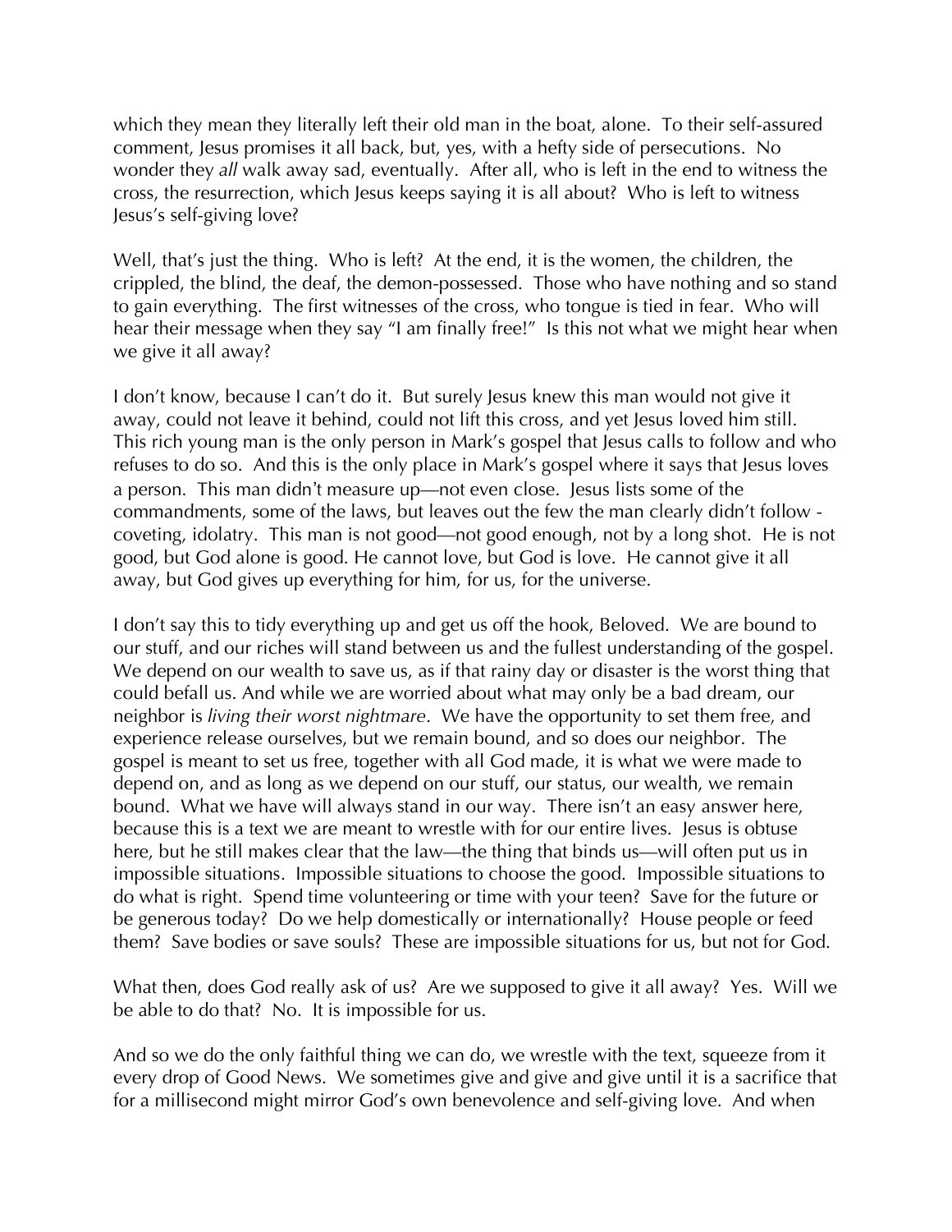which they mean they literally left their old man in the boat, alone. To their self-assured comment, Jesus promises it all back, but, yes, with a hefty side of persecutions. No wonder they *all* walk away sad, eventually. After all, who is left in the end to witness the cross, the resurrection, which Jesus keeps saying it is all about? Who is left to witness Jesus's self-giving love?

Well, that's just the thing. Who is left? At the end, it is the women, the children, the crippled, the blind, the deaf, the demon-possessed. Those who have nothing and so stand to gain everything. The first witnesses of the cross, who tongue is tied in fear. Who will hear their message when they say "I am finally free!" Is this not what we might hear when we give it all away?

I don't know, because I can't do it. But surely Jesus knew this man would not give it away, could not leave it behind, could not lift this cross, and yet Jesus loved him still. This rich young man is the only person in Mark's gospel that Jesus calls to follow and who refuses to do so. And this is the only place in Mark's gospel where it says that Jesus loves a person. This man didn't measure up—not even close. Jesus lists some of the commandments, some of the laws, but leaves out the few the man clearly didn't follow - coveting, idolatry. This man is not good—not good enough, not by a long shot. He is not good, but God alone is good. He cannot love, but God is love. He cannot give it all away, but God gives up everything for him, for us, for the universe.

I don't say this to tidy everything up and get us off the hook, Beloved. We are bound to our stuff, and our riches will stand between us and the fullest understanding of the gospel. We depend on our wealth to save us, as if that rainy day or disaster is the worst thing that could befall us. And while we are worried about what may only be a bad dream, our neighbor is *living their worst nightmare*. We have the opportunity to set them free, and experience release ourselves, but we remain bound, and so does our neighbor. The gospel is meant to set us free, together with all God made, it is what we were made to depend on, and as long as we depend on our stuff, our status, our wealth, we remain bound. What we have will always stand in our way. There isn't an easy answer here, because this is a text we are meant to wrestle with for our entire lives. Jesus is obtuse here, but he still makes clear that the law—the thing that binds us—will often put us in impossible situations. Impossible situations to choose the good. Impossible situations to do what is right. Spend time volunteering or time with your teen? Save for the future or be generous today? Do we help domestically or internationally? House people or feed them? Save bodies or save souls? These are impossible situations for us, but not for God.

What then, does God really ask of us? Are we supposed to give it all away? Yes. Will we be able to do that? No. It is impossible for us.

And so we do the only faithful thing we can do, we wrestle with the text, squeeze from it every drop of Good News. We sometimes give and give and give until it is a sacrifice that for a millisecond might mirror God's own benevolence and self-giving love. And when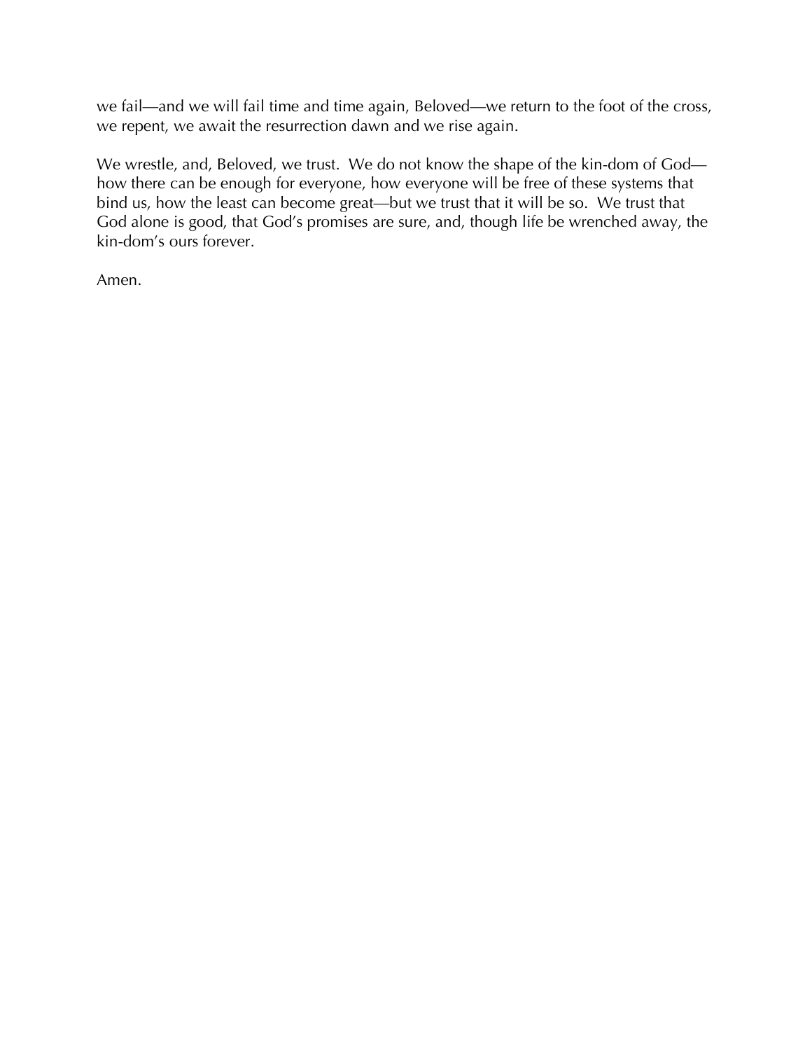we fail—and we will fail time and time again, Beloved—we return to the foot of the cross, we repent, we await the resurrection dawn and we rise again.

We wrestle, and, Beloved, we trust. We do not know the shape of the kin-dom of God—how there can be enough for everyone, how everyone will be free of these systems that bind us, how the least can become great—but we trust that it will be so. We trust that God alone is good, that God's promises are sure, and, though life be wrenched away, the kin-dom's ours forever.

Amen.